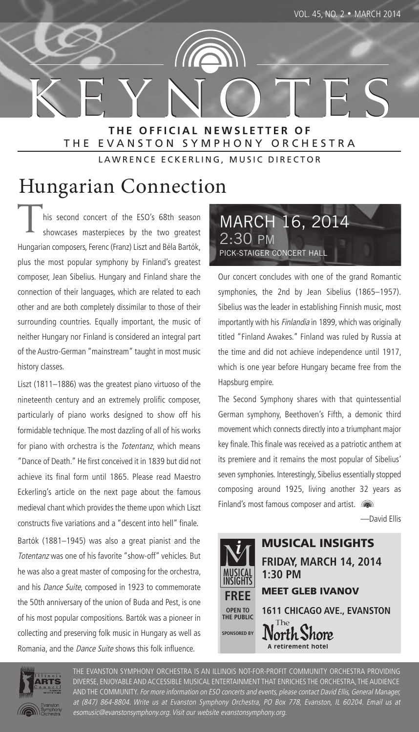# KEYNOTES

**THE OFFICIAL NEWSLETTER OF**
THE EVANSTON SYMPHONY ORCHESTRA

LAWRENCE ECKERLING, MUSIC DIRECTOR

## Hungarian Connection

This second concert of the ESO's 68th season showcases masterpieces by the two greatest Hungarian composers, Ferenc (Franz) Liszt and Béla Bartók, plus the most popular symphony by Finland's greatest composer, Jean Sibelius. Hungary and Finland share the connection of their languages, which are related to each other and are both completely dissimilar to those of their surrounding countries. Equally important, the music of neither Hungary nor Finland is considered an integral part of the Austro-German "mainstream" taught in most music history classes.

Liszt (1811–1886) was the greatest piano virtuoso of the nineteenth century and an extremely prolific composer, particularly of piano works designed to show off his formidable technique. The most dazzling of all of his works for piano with orchestra is the *Totentanz*, which means "Dance of Death." He first conceived it in 1839 but did not achieve its final form until 1865. Please read Maestro Eckerling's article on the next page about the famous medieval chant which provides the theme upon which Liszt constructs five variations and a "descent into hell" finale.

Bartók (1881–1945) was also a great pianist and the *Totentanz* was one of his favorite "show-off" vehicles. But he was also a great master of composing for the orchestra, and his *Dance Suite*, composed in 1923 to commemorate the 50th anniversary of the union of Buda and Pest, is one of his most popular compositions. Bartók was a pioneer in collecting and preserving folk music in Hungary as well as Romania, and the *Dance Suite* shows this folk influence.

**MARCH 16, 2014**
**2:30 PM**
**PICK-STAIGER CONCERT HALL**

Our concert concludes with one of the grand Romantic symphonies, the 2nd by Jean Sibelius (1865–1957). Sibelius was the leader in establishing Finnish music, most importantly with his *Finlandia* in 1899, which was originally titled "Finland Awakes." Finland was ruled by Russia at the time and did not achieve independence until 1917, which is one year before Hungary became free from the Hapsburg empire.

The Second Symphony shares with that quintessential German symphony, Beethoven's Fifth, a demonic third movement which connects directly into a triumphant major key finale. This finale was received as a patriotic anthem at its premiere and it remains the most popular of Sibelius' seven symphonies. Interestingly, Sibelius essentially stopped composing around 1925, living another 32 years as Finland's most famous composer and artist.

—David Ellis

### MUSICAL INSIGHTS

**FREE** — OPEN TO THE PUBLIC

**FRIDAY, MARCH 14, 2014**
**1:30 PM**

**MEET GLEB IVANOV**

**1611 CHICAGO AVE., EVANSTON**

SPONSORED BY The North Shore — A retirement hotel

THE EVANSTON SYMPHONY ORCHESTRA IS AN ILLINOIS NOT-FOR-PROFIT COMMUNITY ORCHESTRA PROVIDING DIVERSE, ENJOYABLE AND ACCESSIBLE MUSICAL ENTERTAINMENT THAT ENRICHES THE ORCHESTRA, THE AUDIENCE AND THE COMMUNITY. *For more information on ESO concerts and events, please contact David Ellis, General Manager, at (847) 864-8804. Write us at Evanston Symphony Orchestra, PO Box 778, Evanston, IL 60204. Email us at esomusic@evanstonsymphony.org. Visit our website evanstonsymphony.org.*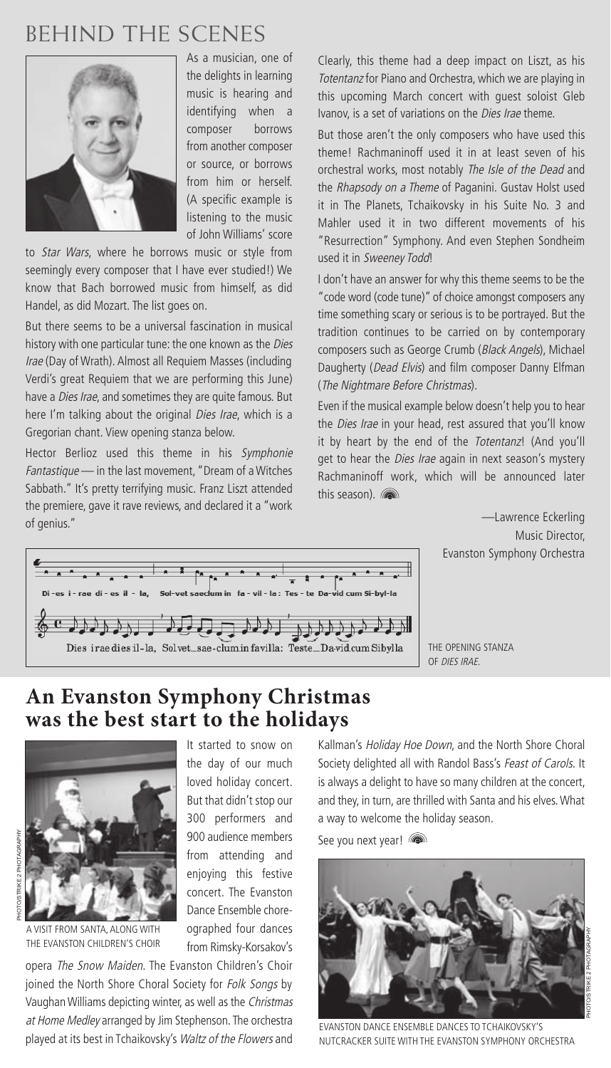# BEHIND THE SCENES

As a musician, one of the delights in learning music is hearing and identifying when a composer borrows from another composer or source, or borrows from him or herself. (A specific example is listening to the music of John Williams' score to *Star Wars*, where he borrows music or style from seemingly every composer that I have ever studied!) We know that Bach borrowed music from himself, as did Handel, as did Mozart. The list goes on.

But there seems to be a universal fascination in musical history with one particular tune: the one known as the *Dies Irae* (Day of Wrath). Almost all Requiem Masses (including Verdi's great Requiem that we are performing this June) have a *Dies Irae*, and sometimes they are quite famous. But here I'm talking about the original *Dies Irae*, which is a Gregorian chant. View opening stanza below.

Hector Berlioz used this theme in his *Symphonie Fantastique* — in the last movement, "Dream of a Witches Sabbath." It's pretty terrifying music. Franz Liszt attended the premiere, gave it rave reviews, and declared it a "work of genius."

Clearly, this theme had a deep impact on Liszt, as his *Totentanz* for Piano and Orchestra, which we are playing in this upcoming March concert with guest soloist Gleb Ivanov, is a set of variations on the *Dies Irae* theme.

But those aren't the only composers who have used this theme! Rachmaninoff used it in at least seven of his orchestral works, most notably *The Isle of the Dead* and the *Rhapsody on a Theme* of Paganini. Gustav Holst used it in The Planets, Tchaikovsky in his Suite No. 3 and Mahler used it in two different movements of his "Resurrection" Symphony. And even Stephen Sondheim used it in *Sweeney Todd*!

I don't have an answer for why this theme seems to be the "code word (code tune)" of choice amongst composers any time something scary or serious is to be portrayed. But the tradition continues to be carried on by contemporary composers such as George Crumb (*Black Angels*), Michael Daugherty (*Dead Elvis*) and film composer Danny Elfman (*The Nightmare Before Christmas*).

Even if the musical example below doesn't help you to hear the *Dies Irae* in your head, rest assured that you'll know it by heart by the end of the *Totentanz*! (And you'll get to hear the *Dies Irae* again in next season's mystery Rachmaninoff work, which will be announced later this season).

—Lawrence Eckerling
Music Director,
Evanston Symphony Orchestra

Di-es i-rae di-es il-la, Sol-vet saeclum in fa-vil-la: Tes-te Da-vid cum Si-byl-la

Dies irae dies il-la, Solvet sae-clum in favilla: Teste Da-vid cum Sibylla

THE OPENING STANZA OF *DIES IRAE*.

## An Evanston Symphony Christmas was the best start to the holidays

A VISIT FROM SANTA, ALONG WITH THE EVANSTON CHILDREN'S CHOIR

PHOTOSTRIKE 2 PHOTOGRAPHY

It started to snow on the day of our much loved holiday concert. But that didn't stop our 300 performers and 900 audience members from attending and enjoying this festive concert. The Evanston Dance Ensemble choreographed four dances from Rimsky-Korsakov's opera *The Snow Maiden*. The Evanston Children's Choir joined the North Shore Choral Society for *Folk Songs* by Vaughan Williams depicting winter, as well as the *Christmas at Home Medley* arranged by Jim Stephenson. The orchestra played at its best in Tchaikovsky's *Waltz of the Flowers* and Kallman's *Holiday Hoe Down*, and the North Shore Choral Society delighted all with Randol Bass's *Feast of Carols*. It is always a delight to have so many children at the concert, and they, in turn, are thrilled with Santa and his elves. What a way to welcome the holiday season.

See you next year!

EVANSTON DANCE ENSEMBLE DANCES TO TCHAIKOVSKY'S NUTCRACKER SUITE WITH THE EVANSTON SYMPHONY ORCHESTRA

PHOTOSTRIKE 2 PHOTOGRAPHY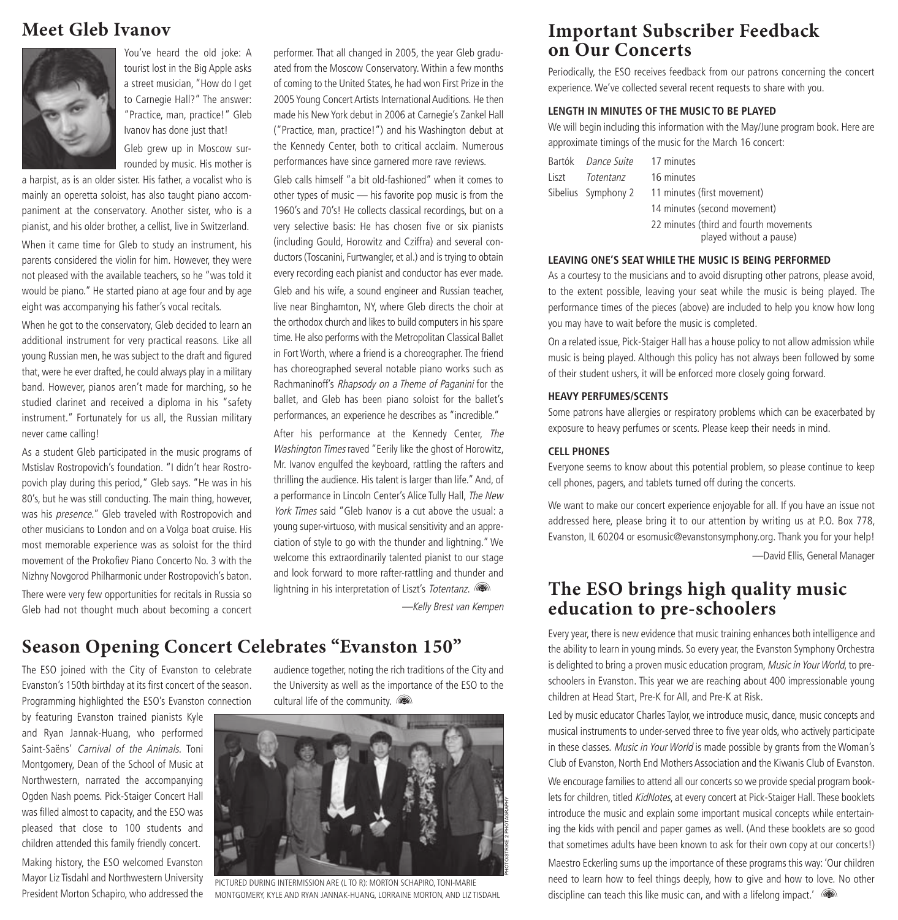## Meet Gleb Ivanov

You've heard the old joke: A tourist lost in the Big Apple asks a street musician, "How do I get to Carnegie Hall?" The answer: "Practice, man, practice!" Gleb Ivanov has done just that!

Gleb grew up in Moscow surrounded by music. His mother is a harpist, as is an older sister. His father, a vocalist who is mainly an operetta soloist, has also taught piano accompaniment at the conservatory. Another sister, who is a pianist, and his older brother, a cellist, live in Switzerland.

When it came time for Gleb to study an instrument, his parents considered the violin for him. However, they were not pleased with the available teachers, so he "was told it would be piano." He started piano at age four and by age eight was accompanying his father's vocal recitals.

When he got to the conservatory, Gleb decided to learn an additional instrument for very practical reasons. Like all young Russian men, he was subject to the draft and figured that, were he ever drafted, he could always play in a military band. However, pianos aren't made for marching, so he studied clarinet and received a diploma in his "safety instrument." Fortunately for us all, the Russian military never came calling!

As a student Gleb participated in the music programs of Mstislav Rostropovich's foundation. "I didn't hear Rostropovich play during this period," Gleb says. "He was in his 80's, but he was still conducting. The main thing, however, was his *presence*." Gleb traveled with Rostropovich and other musicians to London and on a Volga boat cruise. His most memorable experience was as soloist for the third movement of the Prokofiev Piano Concerto No. 3 with the Nizhny Novgorod Philharmonic under Rostropovich's baton.

There were very few opportunities for recitals in Russia so Gleb had not thought much about becoming a concert performer. That all changed in 2005, the year Gleb graduated from the Moscow Conservatory. Within a few months of coming to the United States, he had won First Prize in the 2005 Young Concert Artists International Auditions. He then made his New York debut in 2006 at Carnegie's Zankel Hall ("Practice, man, practice!") and his Washington debut at the Kennedy Center, both to critical acclaim. Numerous performances have since garnered more rave reviews.

Gleb calls himself "a bit old-fashioned" when it comes to other types of music — his favorite pop music is from the 1960's and 70's! He collects classical recordings, but on a very selective basis: He has chosen five or six pianists (including Gould, Horowitz and Cziffra) and several conductors (Toscanini, Furtwangler, et al.) and is trying to obtain every recording each pianist and conductor has ever made.

Gleb and his wife, a sound engineer and Russian teacher, live near Binghamton, NY, where Gleb directs the choir at the orthodox church and likes to build computers in his spare time. He also performs with the Metropolitan Classical Ballet in Fort Worth, where a friend is a choreographer. The friend has choreographed several notable piano works such as Rachmaninoff's *Rhapsody on a Theme of Paganini* for the ballet, and Gleb has been piano soloist for the ballet's performances, an experience he describes as "incredible."

After his performance at the Kennedy Center, *The Washington Times* raved "Eerily like the ghost of Horowitz, Mr. Ivanov engulfed the keyboard, rattling the rafters and thrilling the audience. His talent is larger than life." And, of a performance in Lincoln Center's Alice Tully Hall, *The New York Times* said "Gleb Ivanov is a cut above the usual: a young super-virtuoso, with musical sensitivity and an appreciation of style to go with the thunder and lightning." We welcome this extraordinarily talented pianist to our stage and look forward to more rafter-rattling and thunder and lightning in his interpretation of Liszt's *Totentanz*.

—*Kelly Brest van Kempen*

## Season Opening Concert Celebrates "Evanston 150"

The ESO joined with the City of Evanston to celebrate Evanston's 150th birthday at its first concert of the season. Programming highlighted the ESO's Evanston connection by featuring Evanston trained pianists Kyle and Ryan Jannak-Huang, who performed Saint-Saëns' *Carnival of the Animals*. Toni Montgomery, Dean of the School of Music at Northwestern, narrated the accompanying Ogden Nash poems. Pick-Staiger Concert Hall was filled almost to capacity, and the ESO was pleased that close to 100 students and children attended this family friendly concert.

Making history, the ESO welcomed Evanston Mayor Liz Tisdahl and Northwestern University President Morton Schapiro, who addressed the audience together, noting the rich traditions of the City and the University as well as the importance of the ESO to the cultural life of the community.

PHOTO/STRIKE 2 PHOTOGRAPHY

PICTURED DURING INTERMISSION ARE (L TO R): MORTON SCHAPIRO, TONI-MARIE MONTGOMERY, KYLE AND RYAN JANNAK-HUANG, LORRAINE MORTON, AND LIZ TISDAHL

## Important Subscriber Feedback on Our Concerts

Periodically, the ESO receives feedback from our patrons concerning the concert experience. We've collected several recent requests to share with you.

#### LENGTH IN MINUTES OF THE MUSIC TO BE PLAYED

We will begin including this information with the May/June program book. Here are approximate timings of the music for the March 16 concert:

| | | |
|---|---|---|
| Bartók | *Dance Suite* | 17 minutes |
| Liszt | *Totentanz* | 16 minutes |
| Sibelius | Symphony 2 | 11 minutes (first movement) |
| | | 14 minutes (second movement) |
| | | 22 minutes (third and fourth movements played without a pause) |

#### LEAVING ONE'S SEAT WHILE THE MUSIC IS BEING PERFORMED

As a courtesy to the musicians and to avoid disrupting other patrons, please avoid, to the extent possible, leaving your seat while the music is being played. The performance times of the pieces (above) are included to help you know how long you may have to wait before the music is completed.

On a related issue, Pick-Staiger Hall has a house policy to not allow admission while music is being played. Although this policy has not always been followed by some of their student ushers, it will be enforced more closely going forward.

#### HEAVY PERFUMES/SCENTS

Some patrons have allergies or respiratory problems which can be exacerbated by exposure to heavy perfumes or scents. Please keep their needs in mind.

#### CELL PHONES

Everyone seems to know about this potential problem, so please continue to keep cell phones, pagers, and tablets turned off during the concerts.

We want to make our concert experience enjoyable for all. If you have an issue not addressed here, please bring it to our attention by writing us at P.O. Box 778, Evanston, IL 60204 or esomusic@evanstonsymphony.org. Thank you for your help!

—David Ellis, General Manager

## The ESO brings high quality music education to pre-schoolers

Every year, there is new evidence that music training enhances both intelligence and the ability to learn in young minds. So every year, the Evanston Symphony Orchestra is delighted to bring a proven music education program, *Music in Your World*, to pre-schoolers in Evanston. This year we are reaching about 400 impressionable young children at Head Start, Pre-K for All, and Pre-K at Risk.

Led by music educator Charles Taylor, we introduce music, dance, music concepts and musical instruments to under-served three to five year olds, who actively participate in these classes. *Music in Your World* is made possible by grants from the Woman's Club of Evanston, North End Mothers Association and the Kiwanis Club of Evanston.

We encourage families to attend all our concerts so we provide special program booklets for children, titled *KidNotes*, at every concert at Pick-Staiger Hall. These booklets introduce the music and explain some important musical concepts while entertaining the kids with pencil and paper games as well. (And these booklets are so good that sometimes adults have been known to ask for their own copy at our concerts!)

Maestro Eckerling sums up the importance of these programs this way: 'Our children need to learn how to feel things deeply, how to give and how to love. No other discipline can teach this like music can, and with a lifelong impact.'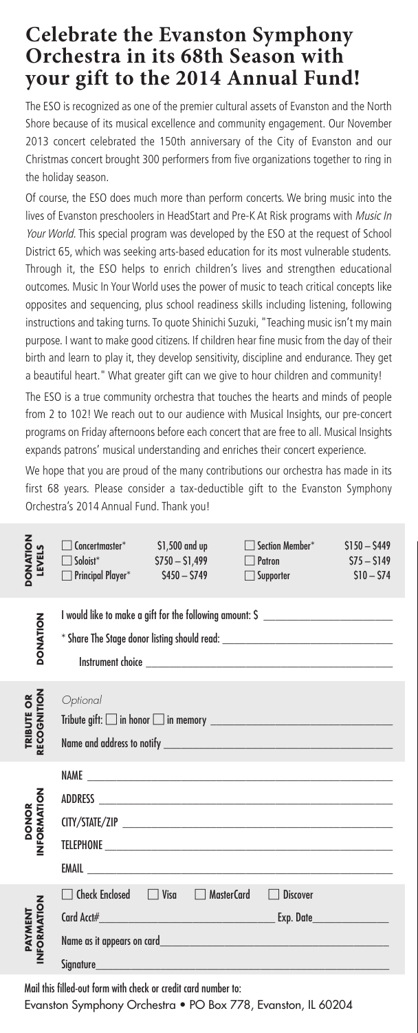# Celebrate the Evanston Symphony Orchestra in its 68th Season with your gift to the 2014 Annual Fund!

The ESO is recognized as one of the premier cultural assets of Evanston and the North Shore because of its musical excellence and community engagement. Our November 2013 concert celebrated the 150th anniversary of the City of Evanston and our Christmas concert brought 300 performers from five organizations together to ring in the holiday season.

Of course, the ESO does much more than perform concerts. We bring music into the lives of Evanston preschoolers in HeadStart and Pre-K At Risk programs with *Music In Your World*. This special program was developed by the ESO at the request of School District 65, which was seeking arts-based education for its most vulnerable students. Through it, the ESO helps to enrich children's lives and strengthen educational outcomes. Music In Your World uses the power of music to teach critical concepts like opposites and sequencing, plus school readiness skills including listening, following instructions and taking turns. To quote Shinichi Suzuki, "Teaching music isn't my main purpose. I want to make good citizens. If children hear fine music from the day of their birth and learn to play it, they develop sensitivity, discipline and endurance. They get a beautiful heart." What greater gift can we give to hour children and community!

The ESO is a true community orchestra that touches the hearts and minds of people from 2 to 102! We reach out to our audience with Musical Insights, our pre-concert programs on Friday afternoons before each concert that are free to all. Musical Insights expands patrons' musical understanding and enriches their concert experience.

We hope that you are proud of the many contributions our orchestra has made in its first 68 years. Please consider a tax-deductible gift to the Evanston Symphony Orchestra's 2014 Annual Fund. Thank you!

**DONATION LEVELS**

- ☐ Concertmaster* $1,500 and up
- ☐ Soloist* $750 – $1,499
- ☐ Principal Player* $450 – $749
- ☐ Section Member* $150 – $449
- ☐ Patron $75 – $149
- ☐ Supporter $10 – $74

**DONATION**

I would like to make a gift for the following amount: $ ______________________

* Share The Stage donor listing should read: ______________________

Instrument choice ______________________

**TRIBUTE OR RECOGNITION**

*Optional*

Tribute gift: ☐ in honor ☐ in memory ______________________

Name and address to notify ______________________

**DONOR INFORMATION**

NAME ______________________

ADDRESS ______________________

CITY/STATE/ZIP ______________________

TELEPHONE ______________________

EMAIL ______________________

**PAYMENT INFORMATION**

☐ Check Enclosed ☐ Visa ☐ MasterCard ☐ Discover

Card Acct#______________________ Exp. Date______________

Name as it appears on card______________________

Signature______________________

Mail this filled-out form with check or credit card number to:

Evanston Symphony Orchestra • PO Box 778, Evanston, IL 60204